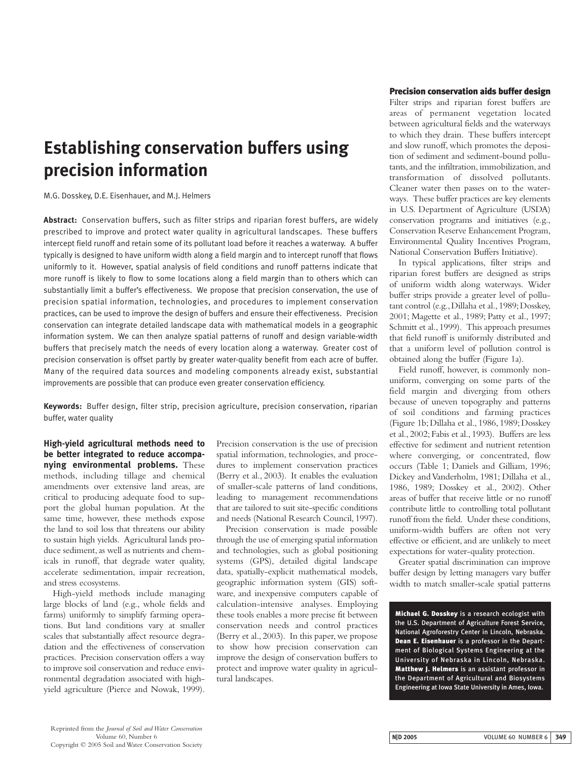# Establishing conservation buffers using precision information

M.G. Dosskey, D.E. Eisenhauer, and M.J. Helmers

**Abstract:** Conservation buffers, such as filter strips and riparian forest buffers, are widely prescribed to improve and protect water quality in agricultural landscapes. These buffers intercept field runoff and retain some of its pollutant load before it reaches a waterway. A buffer typically is designed to have uniform width along a field margin and to intercept runoff that flows uniformly to it. However, spatial analysis of field conditions and runoff patterns indicate that more runoff is likely to flow to some locations along a field margin than to others which can substantially limit a buffer's effectiveness. We propose that precision conservation, the use of precision spatial information, technologies, and procedures to implement conservation practices, can be used to improve the design of buffers and ensure their effectiveness. Precision conservation can integrate detailed landscape data with mathematical models in a geographic information system. We can then analyze spatial patterns of runoff and design variable-width buffers that precisely match the needs of every location along a waterway. Greater cost of precision conservation is offset partly by greater water-quality benefit from each acre of buffer. Many of the required data sources and modeling components already exist, substantial improvements are possible that can produce even greater conservation efficiency.

**Keywords:** Buffer design, filter strip, precision agriculture, precision conservation, riparian buffer, water quality

**High-yield agricultural methods need to be better integrated to reduce accompanying environmental problems.** These methods, including tillage and chemical amendments over extensive land areas, are critical to producing adequate food to support the global human population. At the same time, however, these methods expose the land to soil loss that threatens our ability to sustain high yields. Agricultural lands produce sediment, as well as nutrients and chemicals in runoff, that degrade water quality, accelerate sedimentation, impair recreation, and stress ecosystems.

High-yield methods include managing large blocks of land (e.g., whole fields and farms) uniformly to simplify farming operations. But land conditions vary at smaller scales that substantially affect resource degradation and the effectiveness of conservation practices. Precision conservation offers a way to improve soil conservation and reduce environmental degradation associated with high-yield agriculture (Pierce and Nowak, 1999). Precision conservation is the use of precision spatial information, technologies, and procedures to implement conservation practices (Berry et al., 2003). It enables the evaluation of smaller-scale patterns of land conditions, leading to management recommendations that are tailored to suit site-specific conditions and needs (National Research Council, 1997).

Precision conservation is made possible through the use of emerging spatial information and technologies, such as global positioning systems (GPS), detailed digital landscape data, spatially-explicit mathematical models, geographic information system (GIS) software, and inexpensive computers capable of calculation-intensive analyses. Employing these tools enables a more precise fit between conservation needs and control practices (Berry et al., 2003). In this paper, we propose to show how precision conservation can improve the design of conservation buffers to protect and improve water quality in agricultural landscapes.

## Precision conservation aids buffer design

Filter strips and riparian forest buffers are areas of permanent vegetation located between agricultural fields and the waterways to which they drain. These buffers intercept and slow runoff, which promotes the deposition of sediment and sediment-bound pollutants, and the infiltration, immobilization, and transformation of dissolved pollutants. Cleaner water then passes on to the waterways. These buffer practices are key elements in U.S. Department of Agriculture (USDA) conservation programs and initiatives (e.g., Conservation Reserve Enhancement Program, Environmental Quality Incentives Program, National Conservation Buffers Initiative).

In typical applications, filter strips and riparian forest buffers are designed as strips of uniform width along waterways. Wider buffer strips provide a greater level of pollutant control (e.g., Dillaha et al., 1989; Dosskey, 2001; Magette et al., 1989; Patty et al., 1997; Schmitt et al., 1999). This approach presumes that field runoff is uniformly distributed and that a uniform level of pollution control is obtained along the buffer (Figure 1a).

Field runoff, however, is commonly nonuniform, converging on some parts of the field margin and diverging from others because of uneven topography and patterns of soil conditions and farming practices (Figure 1b; Dillaha et al., 1986, 1989; Dosskey et al., 2002; Fabis et al., 1993). Buffers are less effective for sediment and nutrient retention where converging, or concentrated, flow occurs (Table 1; Daniels and Gilliam, 1996; Dickey and Vanderholm, 1981; Dillaha et al., 1986, 1989; Dosskey et al., 2002). Other areas of buffer that receive little or no runoff contribute little to controlling total pollutant runoff from the field. Under these conditions, uniform-width buffers are often not very effective or efficient, and are unlikely to meet expectations for water-quality protection.

Greater spatial discrimination can improve buffer design by letting managers vary buffer width to match smaller-scale spatial patterns

**Michael G. Dosskey** is a research ecologist with the U.S. Department of Agriculture Forest Service, National Agroforestry Center in Lincoln, Nebraska. **Dean E. Eisenhauer** is a professor in the Department of Biological Systems Engineering at the University of Nebraska in Lincoln, Nebraska. **Matthew J. Helmers** is an assistant professor in the Department of Agricultural and Biosystems Engineering at Iowa State University in Ames, Iowa.

Reprinted from the *Journal of Soil and Water Conservation*
Volume 60, Number 6
Copyright © 2005 Soil and Water Conservation Society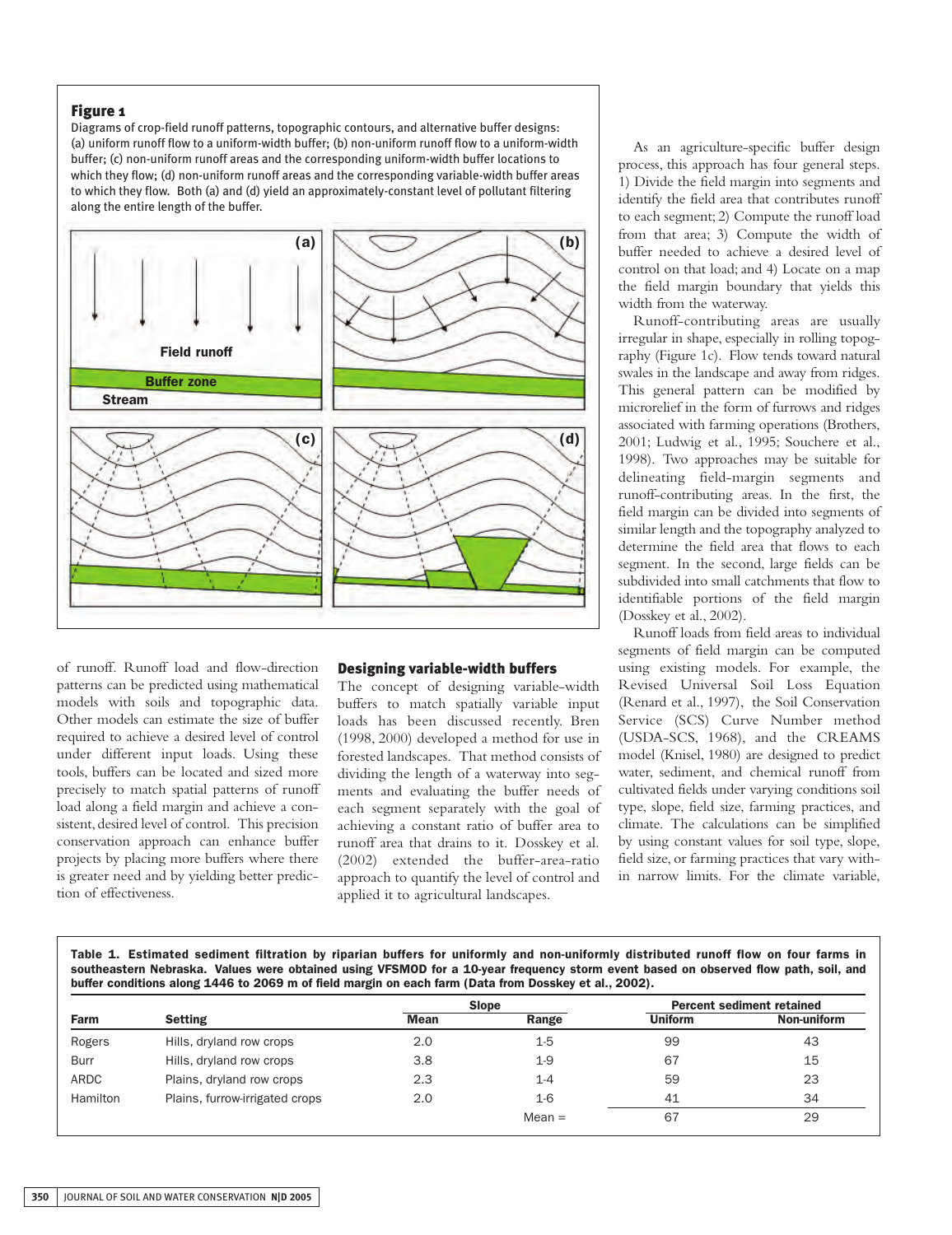**Figure 1**

Diagrams of crop-field runoff patterns, topographic contours, and alternative buffer designs: (a) uniform runoff flow to a uniform-width buffer; (b) non-uniform runoff flow to a uniform-width buffer; (c) non-uniform runoff areas and the corresponding uniform-width buffer locations to which they flow; (d) non-uniform runoff areas and the corresponding variable-width buffer areas to which they flow. Both (a) and (d) yield an approximately-constant level of pollutant filtering along the entire length of the buffer.

of runoff. Runoff load and flow-direction patterns can be predicted using mathematical models with soils and topographic data. Other models can estimate the size of buffer required to achieve a desired level of control under different input loads. Using these tools, buffers can be located and sized more precisely to match spatial patterns of runoff load along a field margin and achieve a consistent, desired level of control. This precision conservation approach can enhance buffer projects by placing more buffers where there is greater need and by yielding better prediction of effectiveness.

## Designing variable-width buffers

The concept of designing variable-width buffers to match spatially variable input loads has been discussed recently. Bren (1998, 2000) developed a method for use in forested landscapes. That method consists of dividing the length of a waterway into segments and evaluating the buffer needs of each segment separately with the goal of achieving a constant ratio of buffer area to runoff area that drains to it. Dosskey et al. (2002) extended the buffer-area-ratio approach to quantify the level of control and applied it to agricultural landscapes.

As an agriculture-specific buffer design process, this approach has four general steps. 1) Divide the field margin into segments and identify the field area that contributes runoff to each segment; 2) Compute the runoff load from that area; 3) Compute the width of buffer needed to achieve a desired level of control on that load; and 4) Locate on a map the field margin boundary that yields this width from the waterway.

Runoff-contributing areas are usually irregular in shape, especially in rolling topography (Figure 1c). Flow tends toward natural swales in the landscape and away from ridges. This general pattern can be modified by microrelief in the form of furrows and ridges associated with farming operations (Brothers, 2001; Ludwig et al., 1995; Souchere et al., 1998). Two approaches may be suitable for delineating field-margin segments and runoff-contributing areas. In the first, the field margin can be divided into segments of similar length and the topography analyzed to determine the field area that flows to each segment. In the second, large fields can be subdivided into small catchments that flow to identifiable portions of the field margin (Dosskey et al., 2002).

Runoff loads from field areas to individual segments of field margin can be computed using existing models. For example, the Revised Universal Soil Loss Equation (Renard et al., 1997), the Soil Conservation Service (SCS) Curve Number method (USDA-SCS, 1968), and the CREAMS model (Knisel, 1980) are designed to predict water, sediment, and chemical runoff from cultivated fields under varying conditions soil type, slope, field size, farming practices, and climate. The calculations can be simplified by using constant values for soil type, slope, field size, or farming practices that vary within narrow limits. For the climate variable,

**Table 1. Estimated sediment filtration by riparian buffers for uniformly and non-uniformly distributed runoff flow on four farms in southeastern Nebraska. Values were obtained using VFSMOD for a 10-year frequency storm event based on observed flow path, soil, and buffer conditions along 1446 to 2069 m of field margin on each farm (Data from Dosskey et al., 2002).**

| Farm | Setting | Slope | | Percent sediment retained | |
|---|---|---|---|---|---|
| | | Mean | Range | Uniform | Non-uniform |
| Rogers | Hills, dryland row crops | 2.0 | 1-5 | 99 | 43 |
| Burr | Hills, dryland row crops | 3.8 | 1-9 | 67 | 15 |
| ARDC | Plains, dryland row crops | 2.3 | 1-4 | 59 | 23 |
| Hamilton | Plains, furrow-irrigated crops | 2.0 | 1-6 | 41 | 34 |
| | | | Mean = | 67 | 29 |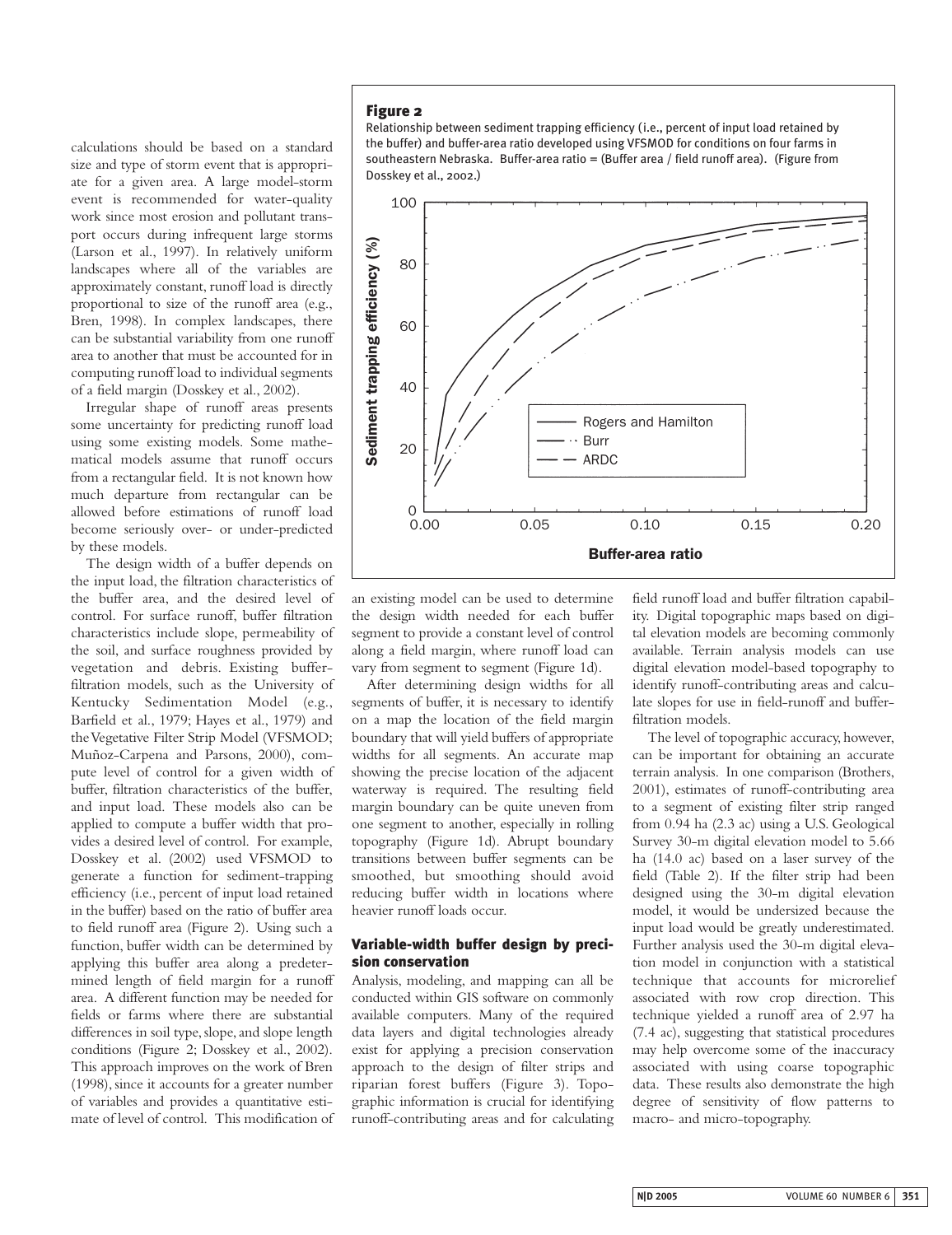calculations should be based on a standard size and type of storm event that is appropriate for a given area. A large model-storm event is recommended for water-quality work since most erosion and pollutant transport occurs during infrequent large storms (Larson et al., 1997). In relatively uniform landscapes where all of the variables are approximately constant, runoff load is directly proportional to size of the runoff area (e.g., Bren, 1998). In complex landscapes, there can be substantial variability from one runoff area to another that must be accounted for in computing runoff load to individual segments of a field margin (Dosskey et al., 2002).

Irregular shape of runoff areas presents some uncertainty for predicting runoff load using some existing models. Some mathematical models assume that runoff occurs from a rectangular field. It is not known how much departure from rectangular can be allowed before estimations of runoff load become seriously over- or under-predicted by these models.

The design width of a buffer depends on the input load, the filtration characteristics of the buffer area, and the desired level of control. For surface runoff, buffer filtration characteristics include slope, permeability of the soil, and surface roughness provided by vegetation and debris. Existing buffer-filtration models, such as the University of Kentucky Sedimentation Model (e.g., Barfield et al., 1979; Hayes et al., 1979) and the Vegetative Filter Strip Model (VFSMOD; Muñoz-Carpena and Parsons, 2000), compute level of control for a given width of buffer, filtration characteristics of the buffer, and input load. These models also can be applied to compute a buffer width that provides a desired level of control. For example, Dosskey et al. (2002) used VFSMOD to generate a function for sediment-trapping efficiency (i.e., percent of input load retained in the buffer) based on the ratio of buffer area to field runoff area (Figure 2). Using such a function, buffer width can be determined by applying this buffer area along a predetermined length of field margin for a runoff area. A different function may be needed for fields or farms where there are substantial differences in soil type, slope, and slope length conditions (Figure 2; Dosskey et al., 2002). This approach improves on the work of Bren (1998), since it accounts for a greater number of variables and provides a quantitative estimate of level of control. This modification of an existing model can be used to determine the design width needed for each buffer segment to provide a constant level of control along a field margin, where runoff load can vary from segment to segment (Figure 1d).

**Figure 2**

Relationship between sediment trapping efficiency (i.e., percent of input load retained by the buffer) and buffer-area ratio developed using VFSMOD for conditions on four farms in southeastern Nebraska. Buffer-area ratio = (Buffer area / field runoff area). (Figure from Dosskey et al., 2002.)

After determining design widths for all segments of buffer, it is necessary to identify on a map the location of the field margin boundary that will yield buffers of appropriate widths for all segments. An accurate map showing the precise location of the adjacent waterway is required. The resulting field margin boundary can be quite uneven from one segment to another, especially in rolling topography (Figure 1d). Abrupt boundary transitions between buffer segments can be smoothed, but smoothing should avoid reducing buffer width in locations where heavier runoff loads occur.

## Variable-width buffer design by precision conservation

Analysis, modeling, and mapping can all be conducted within GIS software on commonly available computers. Many of the required data layers and digital technologies already exist for applying a precision conservation approach to the design of filter strips and riparian forest buffers (Figure 3). Topographic information is crucial for identifying runoff-contributing areas and for calculating field runoff load and buffer filtration capability. Digital topographic maps based on digital elevation models are becoming commonly available. Terrain analysis models can use digital elevation model-based topography to identify runoff-contributing areas and calculate slopes for use in field-runoff and buffer-filtration models.

The level of topographic accuracy, however, can be important for obtaining an accurate terrain analysis. In one comparison (Brothers, 2001), estimates of runoff-contributing area to a segment of existing filter strip ranged from 0.94 ha (2.3 ac) using a U.S. Geological Survey 30-m digital elevation model to 5.66 ha (14.0 ac) based on a laser survey of the field (Table 2). If the filter strip had been designed using the 30-m digital elevation model, it would be undersized because the input load would be greatly underestimated. Further analysis used the 30-m digital elevation model in conjunction with a statistical technique that accounts for microrelief associated with row crop direction. This technique yielded a runoff area of 2.97 ha (7.4 ac), suggesting that statistical procedures may help overcome some of the inaccuracy associated with using coarse topographic data. These results also demonstrate the high degree of sensitivity of flow patterns to macro- and micro-topography.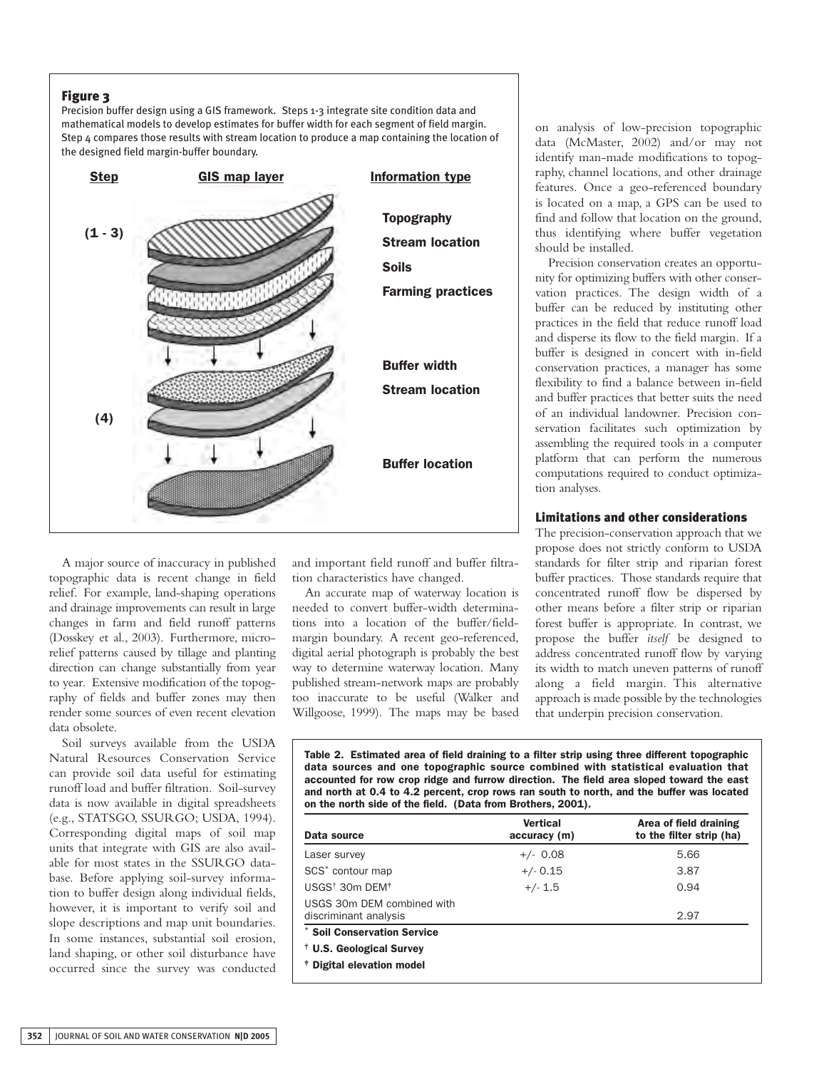**Figure 3**

Precision buffer design using a GIS framework. Steps 1-3 integrate site condition data and mathematical models to develop estimates for buffer width for each segment of field margin. Step 4 compares those results with stream location to produce a map containing the location of the designed field margin-buffer boundary.

| Step | GIS map layer | Information type |
|---|---|---|
| (1 - 3) | | Topography<br>Stream location<br>Soils<br>Farming practices |
| (4) | | Buffer width<br>Stream location |
| | | Buffer location |

A major source of inaccuracy in published topographic data is recent change in field relief. For example, land-shaping operations and drainage improvements can result in large changes in farm and field runoff patterns (Dosskey et al., 2003). Furthermore, microrelief patterns caused by tillage and planting direction can change substantially from year to year. Extensive modification of the topography of fields and buffer zones may then render some sources of even recent elevation data obsolete.

Soil surveys available from the USDA Natural Resources Conservation Service can provide soil data useful for estimating runoff load and buffer filtration. Soil-survey data is now available in digital spreadsheets (e.g., STATSGO, SSURGO; USDA, 1994). Corresponding digital maps of soil map units that integrate with GIS are also available for most states in the SSURGO database. Before applying soil-survey information to buffer design along individual fields, however, it is important to verify soil and slope descriptions and map unit boundaries. In some instances, substantial soil erosion, land shaping, or other soil disturbance have occurred since the survey was conducted and important field runoff and buffer filtration characteristics have changed.

An accurate map of waterway location is needed to convert buffer-width determinations into a location of the buffer/field-margin boundary. A recent geo-referenced, digital aerial photograph is probably the best way to determine waterway location. Many published stream-network maps are probably too inaccurate to be useful (Walker and Willgoose, 1999). The maps may be based on analysis of low-precision topographic data (McMaster, 2002) and/or may not identify man-made modifications to topography, channel locations, and other drainage features. Once a geo-referenced boundary is located on a map, a GPS can be used to find and follow that location on the ground, thus identifying where buffer vegetation should be installed.

Precision conservation creates an opportunity for optimizing buffers with other conservation practices. The design width of a buffer can be reduced by instituting other practices in the field that reduce runoff load and disperse its flow to the field margin. If a buffer is designed in concert with in-field conservation practices, a manager has some flexibility to find a balance between in-field and buffer practices that better suits the need of an individual landowner. Precision conservation facilitates such optimization by assembling the required tools in a computer platform that can perform the numerous computations required to conduct optimization analyses.

## Limitations and other considerations

The precision-conservation approach that we propose does not strictly conform to USDA standards for filter strip and riparian forest buffer practices. Those standards require that concentrated runoff flow be dispersed by other means before a filter strip or riparian forest buffer is appropriate. In contrast, we propose the buffer *itself* be designed to address concentrated runoff flow by varying its width to match uneven patterns of runoff along a field margin. This alternative approach is made possible by the technologies that underpin precision conservation.

**Table 2. Estimated area of field draining to a filter strip using three different topographic data sources and one topographic source combined with statistical evaluation that accounted for row crop ridge and furrow direction. The field area sloped toward the east and north at 0.4 to 4.2 percent, crop rows ran south to north, and the buffer was located on the north side of the field. (Data from Brothers, 2001).**

| Data source | Vertical accuracy (m) | Area of field draining to the filter strip (ha) |
|---|---|---|
| Laser survey | +/- 0.08 | 5.66 |
| SCS* contour map | +/- 0.15 | 3.87 |
| USGS† 30m DEM‡ | +/- 1.5 | 0.94 |
| USGS 30m DEM combined with discriminant analysis | | 2.97 |

\* Soil Conservation Service

† U.S. Geological Survey

‡ Digital elevation model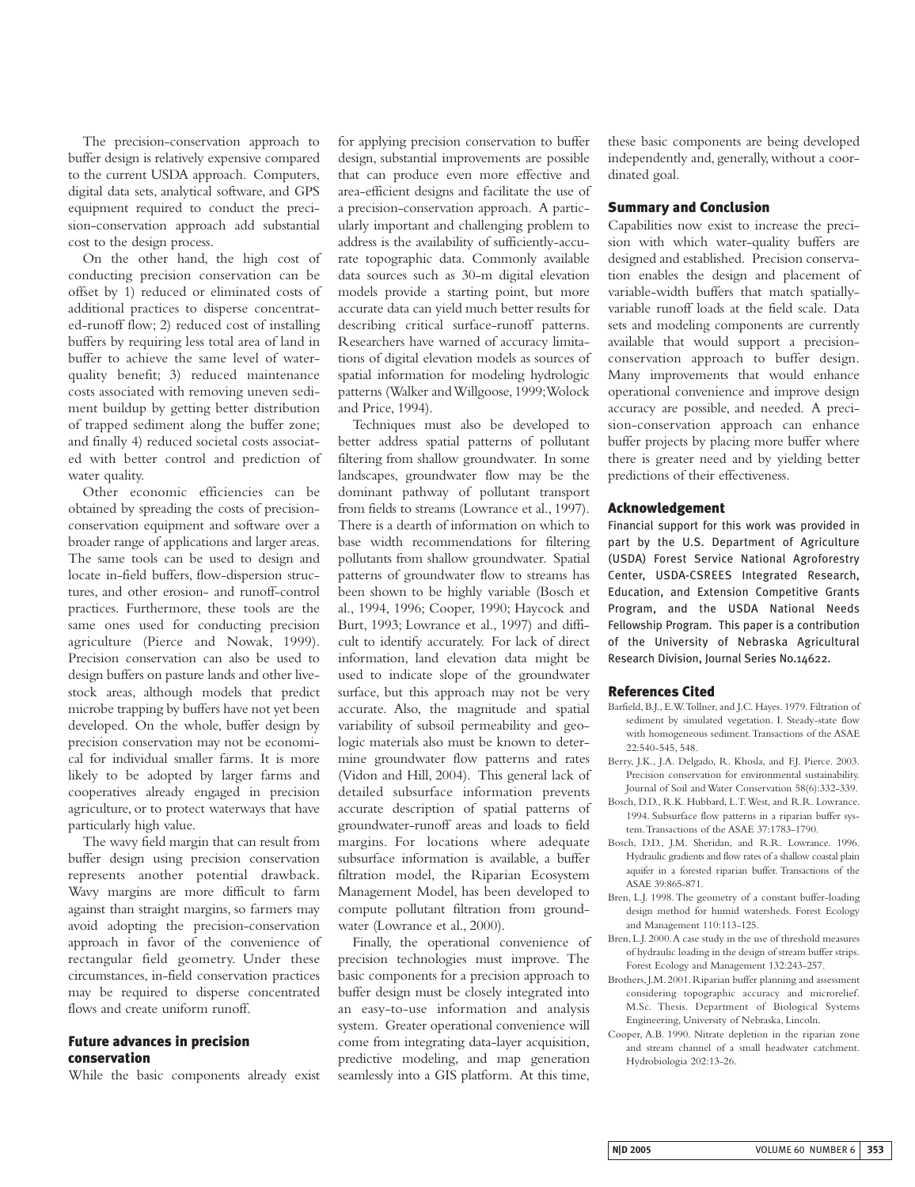The precision-conservation approach to buffer design is relatively expensive compared to the current USDA approach. Computers, digital data sets, analytical software, and GPS equipment required to conduct the precision-conservation approach add substantial cost to the design process.

On the other hand, the high cost of conducting precision conservation can be offset by 1) reduced or eliminated costs of additional practices to disperse concentrated-runoff flow; 2) reduced cost of installing buffers by requiring less total area of land in buffer to achieve the same level of water-quality benefit; 3) reduced maintenance costs associated with removing uneven sediment buildup by getting better distribution of trapped sediment along the buffer zone; and finally 4) reduced societal costs associated with better control and prediction of water quality.

Other economic efficiencies can be obtained by spreading the costs of precision-conservation equipment and software over a broader range of applications and larger areas. The same tools can be used to design and locate in-field buffers, flow-dispersion structures, and other erosion- and runoff-control practices. Furthermore, these tools are the same ones used for conducting precision agriculture (Pierce and Nowak, 1999). Precision conservation can also be used to design buffers on pasture lands and other livestock areas, although models that predict microbe trapping by buffers have not yet been developed. On the whole, buffer design by precision conservation may not be economical for individual smaller farms. It is more likely to be adopted by larger farms and cooperatives already engaged in precision agriculture, or to protect waterways that have particularly high value.

The wavy field margin that can result from buffer design using precision conservation represents another potential drawback. Wavy margins are more difficult to farm against than straight margins, so farmers may avoid adopting the precision-conservation approach in favor of the convenience of rectangular field geometry. Under these circumstances, in-field conservation practices may be required to disperse concentrated flows and create uniform runoff.

## Future advances in precision conservation

While the basic components already exist for applying precision conservation to buffer design, substantial improvements are possible that can produce even more effective and area-efficient designs and facilitate the use of a precision-conservation approach. A particularly important and challenging problem to address is the availability of sufficiently-accurate topographic data. Commonly available data sources such as 30-m digital elevation models provide a starting point, but more accurate data can yield much better results for describing critical surface-runoff patterns. Researchers have warned of accuracy limitations of digital elevation models as sources of spatial information for modeling hydrologic patterns (Walker and Willgoose, 1999; Wolock and Price, 1994).

Techniques must also be developed to better address spatial patterns of pollutant filtering from shallow groundwater. In some landscapes, groundwater flow may be the dominant pathway of pollutant transport from fields to streams (Lowrance et al., 1997). There is a dearth of information on which to base width recommendations for filtering pollutants from shallow groundwater. Spatial patterns of groundwater flow to streams has been shown to be highly variable (Bosch et al., 1994, 1996; Cooper, 1990; Haycock and Burt, 1993; Lowrance et al., 1997) and difficult to identify accurately. For lack of direct information, land elevation data might be used to indicate slope of the groundwater surface, but this approach may not be very accurate. Also, the magnitude and spatial variability of subsoil permeability and geologic materials also must be known to determine groundwater flow patterns and rates (Vidon and Hill, 2004). This general lack of detailed subsurface information prevents accurate description of spatial patterns of groundwater-runoff areas and loads to field margins. For locations where adequate subsurface information is available, a buffer filtration model, the Riparian Ecosystem Management Model, has been developed to compute pollutant filtration from groundwater (Lowrance et al., 2000).

Finally, the operational convenience of precision technologies must improve. The basic components for a precision approach to buffer design must be closely integrated into an easy-to-use information and analysis system. Greater operational convenience will come from integrating data-layer acquisition, predictive modeling, and map generation seamlessly into a GIS platform. At this time, these basic components are being developed independently and, generally, without a coordinated goal.

## Summary and Conclusion

Capabilities now exist to increase the precision with which water-quality buffers are designed and established. Precision conservation enables the design and placement of variable-width buffers that match spatially-variable runoff loads at the field scale. Data sets and modeling components are currently available that would support a precision-conservation approach to buffer design. Many improvements that would enhance operational convenience and improve design accuracy are possible, and needed. A precision-conservation approach can enhance buffer projects by placing more buffer where there is greater need and by yielding better predictions of their effectiveness.

## Acknowledgement

Financial support for this work was provided in part by the U.S. Department of Agriculture (USDA) Forest Service National Agroforestry Center, USDA-CSREES Integrated Research, Education, and Extension Competitive Grants Program, and the USDA National Needs Fellowship Program. This paper is a contribution of the University of Nebraska Agricultural Research Division, Journal Series No.14622.

## References Cited

Barfield, B.J., E.W. Tollner, and J.C. Hayes. 1979. Filtration of sediment by simulated vegetation. I. Steady-state flow with homogeneous sediment. Transactions of the ASAE 22:540-545, 548.

Berry, J.K., J.A. Delgado, R. Khosla, and F.J. Pierce. 2003. Precision conservation for environmental sustainability. Journal of Soil and Water Conservation 58(6):332-339.

Bosch, D.D., R.K. Hubbard, L.T. West, and R.R. Lowrance. 1994. Subsurface flow patterns in a riparian buffer system. Transactions of the ASAE 37:1783-1790.

Bosch, D.D., J.M. Sheridan, and R.R. Lowrance. 1996. Hydraulic gradients and flow rates of a shallow coastal plain aquifer in a forested riparian buffer. Transactions of the ASAE 39:865-871.

Bren, L.J. 1998. The geometry of a constant buffer-loading design method for humid watersheds. Forest Ecology and Management 110:113-125.

Bren, L.J. 2000. A case study in the use of threshold measures of hydraulic loading in the design of stream buffer strips. Forest Ecology and Management 132:243-257.

Brothers, J.M. 2001. Riparian buffer planning and assessment considering topographic accuracy and microrelief. M.Sc. Thesis. Department of Biological Systems Engineering, University of Nebraska, Lincoln.

Cooper, A.B. 1990. Nitrate depletion in the riparian zone and stream channel of a small headwater catchment. Hydrobiologia 202:13-26.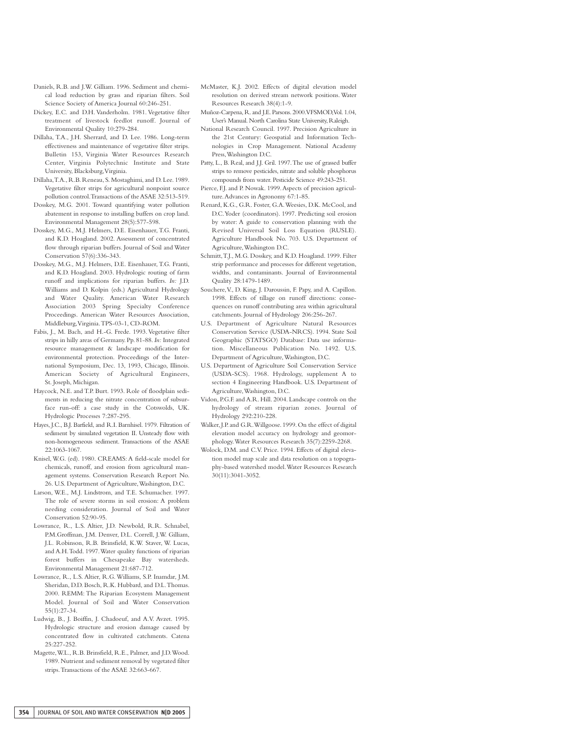Daniels, R.B. and J.W. Gilliam. 1996. Sediment and chemical load reduction by grass and riparian filters. Soil Science Society of America Journal 60:246-251.

Dickey, E.C. and D.H. Vanderholm. 1981. Vegetative filter treatment of livestock feedlot runoff. Journal of Environmental Quality 10:279-284.

Dillaha, T.A., J.H. Sherrard, and D. Lee. 1986. Long-term effectiveness and maintenance of vegetative filter strips. Bulletin 153, Virginia Water Resources Research Center, Virginia Polytechnic Institute and State University, Blacksburg, Virginia.

Dillaha, T.A., R.B. Reneau, S. Mostaghimi, and D. Lee. 1989. Vegetative filter strips for agricultural nonpoint source pollution control. Transactions of the ASAE 32:513-519.

Dosskey, M.G. 2001. Toward quantifying water pollution abatement in response to installing buffers on crop land. Environmental Management 28(5):577-598.

Dosskey, M.G., M.J. Helmers, D.E. Eisenhauer, T.G. Franti, and K.D. Hoagland. 2002. Assessment of concentrated flow through riparian buffers. Journal of Soil and Water Conservation 57(6):336-343.

Dosskey, M.G., M.J. Helmers, D.E. Eisenhauer, T.G. Franti, and K.D. Hoagland. 2003. Hydrologic routing of farm runoff and implications for riparian buffers. *In:* J.D. Williams and D. Kolpin (eds.) Agricultural Hydrology and Water Quality. American Water Research Association 2003 Spring Specialty Conference Proceedings. American Water Resources Association, Middleburg, Virginia. TPS-03-1, CD-ROM.

Fabis, J., M. Bach, and H.-G. Frede. 1993. Vegetative filter strips in hilly areas of Germany. Pp. 81-88. *In:* Integrated resource management & landscape modification for environmental protection. Proceedings of the International Symposium, Dec. 13, 1993, Chicago, Illinois. American Society of Agricultural Engineers, St. Joseph, Michigan.

Haycock, N.E. and T.P. Burt. 1993. Role of floodplain sediments in reducing the nitrate concentration of subsurface run-off: a case study in the Cotswolds, UK. Hydrologic Processes 7:287-295.

Hayes, J.C., B.J. Barfield, and R.I. Barnhisel. 1979. Filtration of sediment by simulated vegetation II. Unsteady flow with non-homogeneous sediment. Transactions of the ASAE 22:1063-1067.

Knisel, W.G. (ed). 1980. CREAMS: A field-scale model for chemicals, runoff, and erosion from agricultural management systems. Conservation Research Report No. 26. U.S. Department of Agriculture, Washington, D.C.

Larson, W.E., M.J. Lindstrom, and T.E. Schumacher. 1997. The role of severe storms in soil erosion: A problem needing consideration. Journal of Soil and Water Conservation 52:90-95.

Lowrance, R., L.S. Altier, J.D. Newbold, R.R. Schnabel, P.M. Groffman, J.M. Denver, D.L. Correll, J.W. Gilliam, J.L. Robinson, R.B. Brinsfield, K.W. Staver, W. Lucas, and A.H. Todd. 1997. Water quality functions of riparian forest buffers in Chesapeake Bay watersheds. Environmental Management 21:687-712.

Lowrance, R., L.S. Altier, R.G. Williams, S.P. Inamdar, J.M. Sheridan, D.D. Bosch, R.K. Hubbard, and D.L. Thomas. 2000. REMM: The Riparian Ecosystem Management Model. Journal of Soil and Water Conservation 55(1):27-34.

Ludwig, B., J. Boiffin, J. Chadoeuf, and A.V. Avzet. 1995. Hydrologic structure and erosion damage caused by concentrated flow in cultivated catchments. Catena 25:227-252.

Magette, W.L., R.B. Brinsfield, R.E., Palmer, and J.D. Wood. 1989. Nutrient and sediment removal by vegetated filter strips. Transactions of the ASAE 32:663-667.

McMaster, K.J. 2002. Effects of digital elevation model resolution on derived stream network positions. Water Resources Research 38(4):1-9.

Muñoz-Carpena, R. and J.E. Parsons. 2000. VFSMOD, Vol. 1.04, User's Manual. North Carolina State University, Raleigh.

National Research Council. 1997. Precision Agriculture in the 21st Century: Geospatial and Information Technologies in Crop Management. National Academy Press, Washington D.C.

Patty, L., B. Real, and J.J. Gril. 1997. The use of grassed buffer strips to remove pesticides, nitrate and soluble phosphorus compounds from water. Pesticide Science 49:243-251.

Pierce, F.J. and P. Nowak. 1999. Aspects of precision agriculture. Advances in Agronomy 67:1-85.

Renard, K.G., G.R. Foster, G.A. Weesies, D.K. McCool, and D.C. Yoder (coordinators). 1997. Predicting soil erosion by water: A guide to conservation planning with the Revised Universal Soil Loss Equation (RUSLE). Agriculture Handbook No. 703. U.S. Department of Agriculture, Washington D.C.

Schmitt, T.J., M.G. Dosskey, and K.D. Hoagland. 1999. Filter strip performance and processes for different vegetation, widths, and contaminants. Journal of Environmental Quality 28:1479-1489.

Souchere, V., D. King, J. Daroussin, F. Papy, and A. Capillon. 1998. Effects of tillage on runoff directions: consequences on runoff contributing area within agricultural catchments. Journal of Hydrology 206:256-267.

U.S. Department of Agriculture Natural Resources Conservation Service (USDA-NRCS). 1994. State Soil Geographic (STATSGO) Database: Data use information. Miscellaneous Publication No. 1492. U.S. Department of Agriculture, Washington, D.C.

U.S. Department of Agriculture Soil Conservation Service (USDA-SCS). 1968. Hydrology, supplement A to section 4 Engineering Handbook. U.S. Department of Agriculture, Washington, D.C.

Vidon, P.G.F. and A.R. Hill. 2004. Landscape controls on the hydrology of stream riparian zones. Journal of Hydrology 292:210-228.

Walker, J.P. and G.R. Willgoose. 1999. On the effect of digital elevation model accuracy on hydrology and geomorphology. Water Resources Research 35(7):2259-2268.

Wolock, D.M. and C.V. Price. 1994. Effects of digital elevation model map scale and data resolution on a topography-based watershed model. Water Resources Research 30(11):3041-3052.